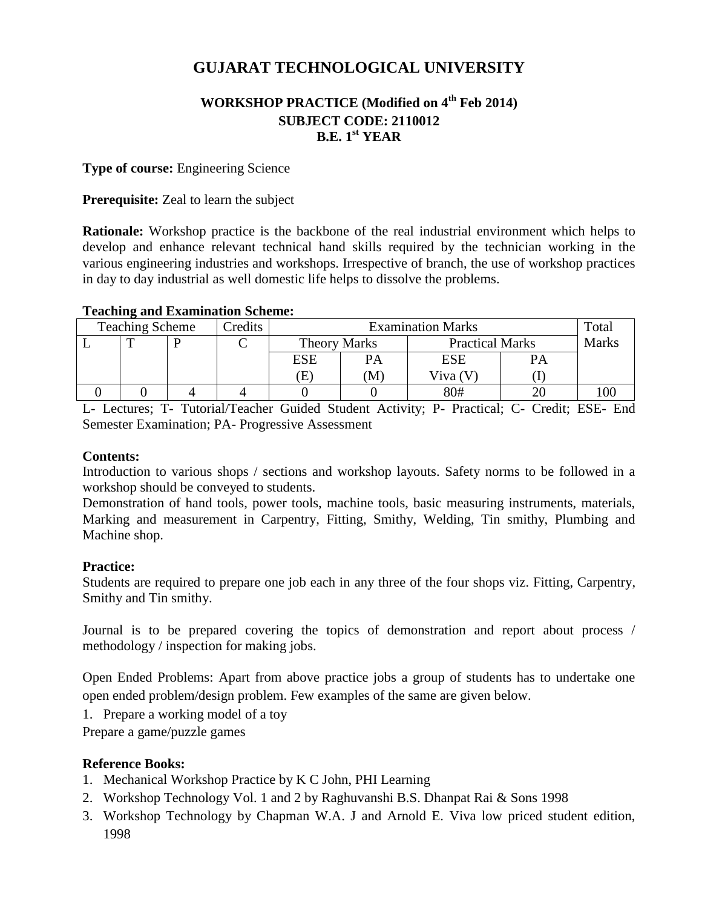# GUJARAT TECHNOLOGICAL UNIVERSITY

### WORKSHOP PRACTICE (Modified on 4th Feb 2014)
### SUBJECT CODE: 2110012
### B.E. 1st YEAR

**Type of course:** Engineering Science

**Prerequisite:** Zeal to learn the subject

**Rationale:** Workshop practice is the backbone of the real industrial environment which helps to develop and enhance relevant technical hand skills required by the technician working in the various engineering industries and workshops. Irrespective of branch, the use of workshop practices in day to day industrial as well domestic life helps to dissolve the problems.

**Teaching and Examination Scheme:**

| Teaching Scheme | | | Credits | Examination Marks | | | | Total Marks |
|---|---|---|---|---|---|---|---|---|
| | | | | Theory Marks | | Practical Marks | | |
| L | T | P | C | ESE (E) | PA (M) | ESE Viva (V) | PA (I) | |
| 0 | 0 | 4 | 4 | 0 | 0 | 80# | 20 | 100 |

L- Lectures; T- Tutorial/Teacher Guided Student Activity; P- Practical; C- Credit; ESE- End Semester Examination; PA- Progressive Assessment

**Contents:**

Introduction to various shops / sections and workshop layouts. Safety norms to be followed in a workshop should be conveyed to students.

Demonstration of hand tools, power tools, machine tools, basic measuring instruments, materials, Marking and measurement in Carpentry, Fitting, Smithy, Welding, Tin smithy, Plumbing and Machine shop.

**Practice:**

Students are required to prepare one job each in any three of the four shops viz. Fitting, Carpentry, Smithy and Tin smithy.

Journal is to be prepared covering the topics of demonstration and report about process / methodology / inspection for making jobs.

Open Ended Problems: Apart from above practice jobs a group of students has to undertake one open ended problem/design problem. Few examples of the same are given below.

1. Prepare a working model of a toy

Prepare a game/puzzle games

**Reference Books:**

1. Mechanical Workshop Practice by K C John, PHI Learning
2. Workshop Technology Vol. 1 and 2 by Raghuvanshi B.S. Dhanpat Rai & Sons 1998
3. Workshop Technology by Chapman W.A. J and Arnold E. Viva low priced student edition, 1998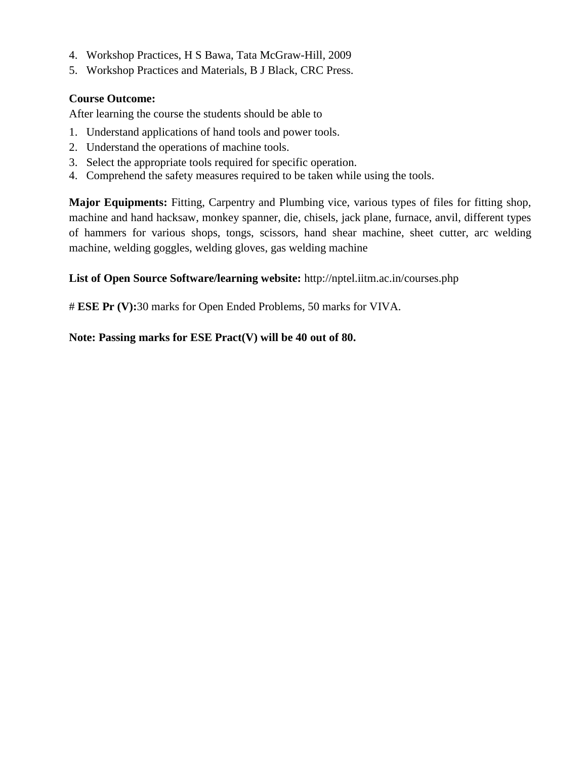4. Workshop Practices, H S Bawa, Tata McGraw-Hill, 2009
5. Workshop Practices and Materials, B J Black, CRC Press.

**Course Outcome:**

After learning the course the students should be able to

1. Understand applications of hand tools and power tools.
2. Understand the operations of machine tools.
3. Select the appropriate tools required for specific operation.
4. Comprehend the safety measures required to be taken while using the tools.

**Major Equipments:** Fitting, Carpentry and Plumbing vice, various types of files for fitting shop, machine and hand hacksaw, monkey spanner, die, chisels, jack plane, furnace, anvil, different types of hammers for various shops, tongs, scissors, hand shear machine, sheet cutter, arc welding machine, welding goggles, welding gloves, gas welding machine

**List of Open Source Software/learning website:** http://nptel.iitm.ac.in/courses.php

# **ESE Pr (V):**30 marks for Open Ended Problems, 50 marks for VIVA.

**Note: Passing marks for ESE Pract(V) will be 40 out of 80.**